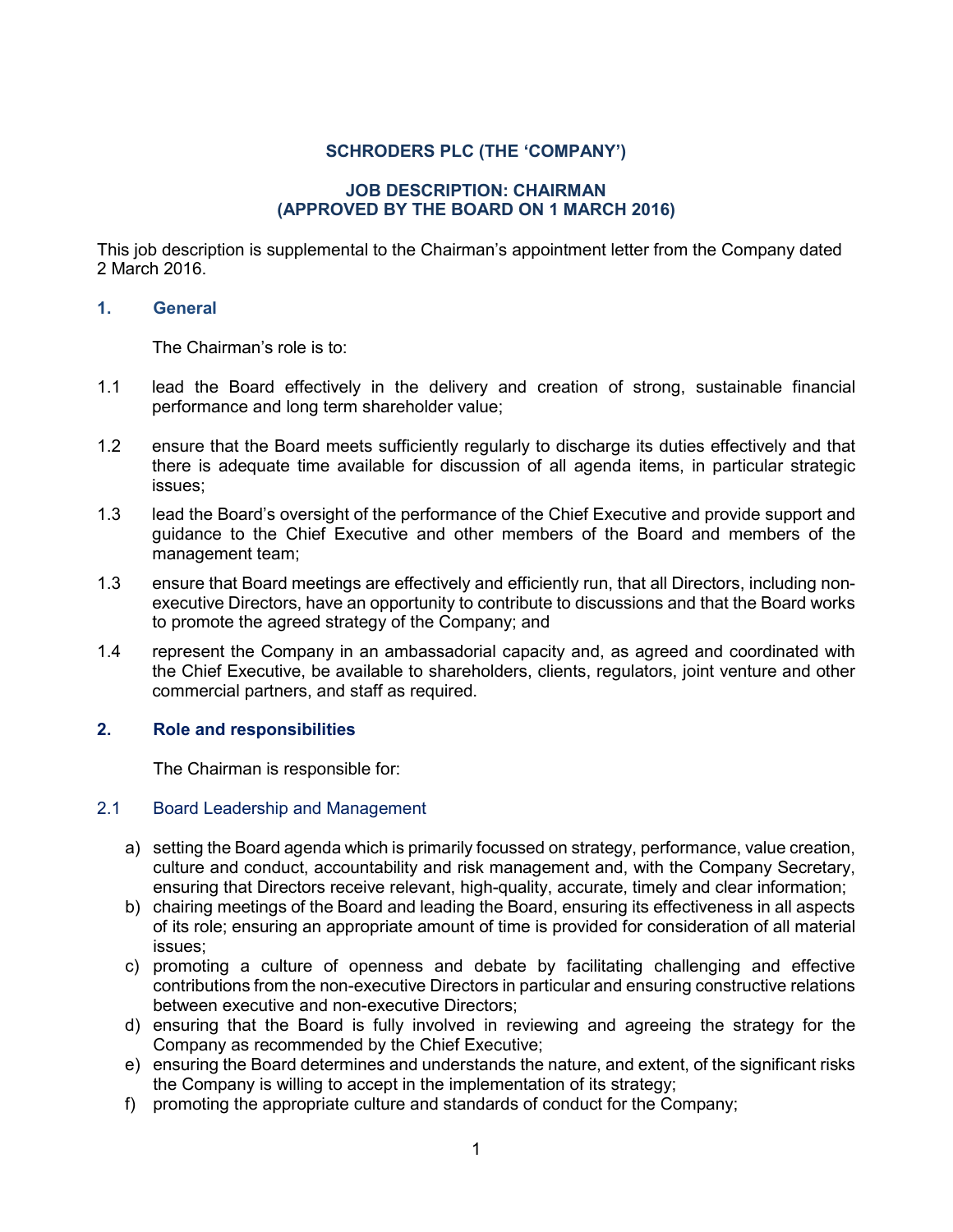# SCHRODERS PLC (THE 'COMPANY')

## JOB DESCRIPTION: CHAIRMAN
## (APPROVED BY THE BOARD ON 1 MARCH 2016)

This job description is supplemental to the Chairman's appointment letter from the Company dated 2 March 2016.

### 1. General

The Chairman's role is to:

1.1 lead the Board effectively in the delivery and creation of strong, sustainable financial performance and long term shareholder value;

1.2 ensure that the Board meets sufficiently regularly to discharge its duties effectively and that there is adequate time available for discussion of all agenda items, in particular strategic issues;

1.3 lead the Board's oversight of the performance of the Chief Executive and provide support and guidance to the Chief Executive and other members of the Board and members of the management team;

1.3 ensure that Board meetings are effectively and efficiently run, that all Directors, including non-executive Directors, have an opportunity to contribute to discussions and that the Board works to promote the agreed strategy of the Company; and

1.4 represent the Company in an ambassadorial capacity and, as agreed and coordinated with the Chief Executive, be available to shareholders, clients, regulators, joint venture and other commercial partners, and staff as required.

### 2. Role and responsibilities

The Chairman is responsible for:

#### 2.1 Board Leadership and Management

a) setting the Board agenda which is primarily focussed on strategy, performance, value creation, culture and conduct, accountability and risk management and, with the Company Secretary, ensuring that Directors receive relevant, high-quality, accurate, timely and clear information;
b) chairing meetings of the Board and leading the Board, ensuring its effectiveness in all aspects of its role; ensuring an appropriate amount of time is provided for consideration of all material issues;
c) promoting a culture of openness and debate by facilitating challenging and effective contributions from the non-executive Directors in particular and ensuring constructive relations between executive and non-executive Directors;
d) ensuring that the Board is fully involved in reviewing and agreeing the strategy for the Company as recommended by the Chief Executive;
e) ensuring the Board determines and understands the nature, and extent, of the significant risks the Company is willing to accept in the implementation of its strategy;
f) promoting the appropriate culture and standards of conduct for the Company;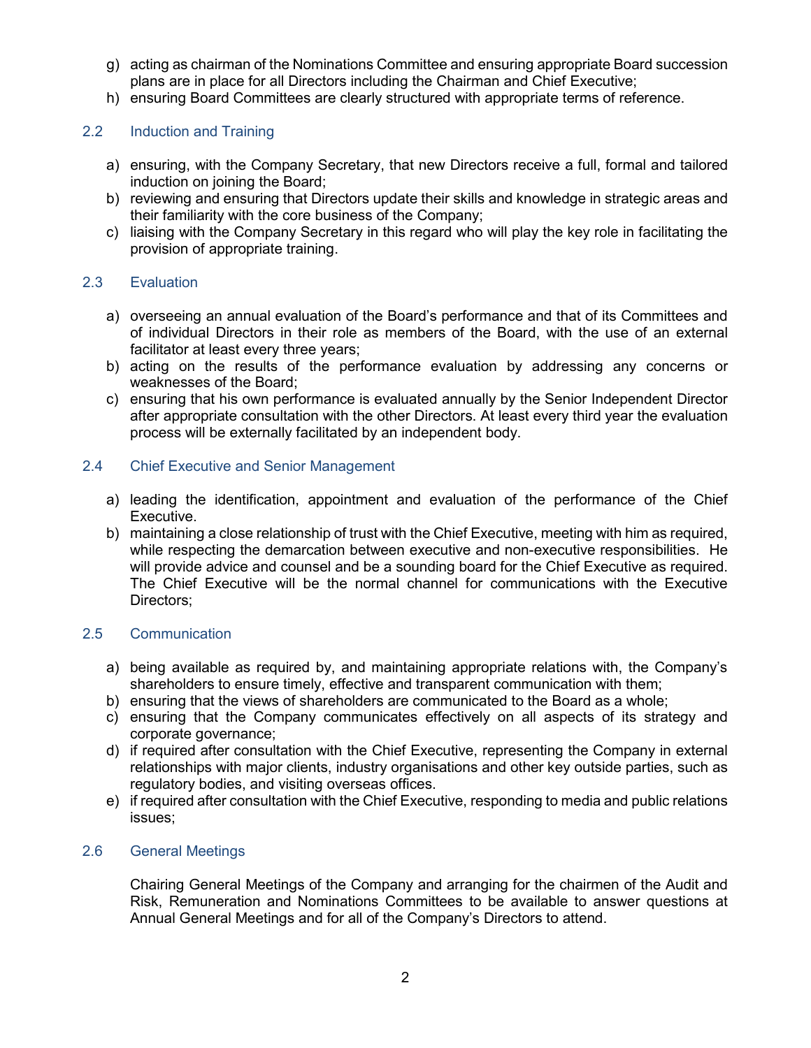g) acting as chairman of the Nominations Committee and ensuring appropriate Board succession plans are in place for all Directors including the Chairman and Chief Executive;
h) ensuring Board Committees are clearly structured with appropriate terms of reference.

### 2.2 Induction and Training

a) ensuring, with the Company Secretary, that new Directors receive a full, formal and tailored induction on joining the Board;
b) reviewing and ensuring that Directors update their skills and knowledge in strategic areas and their familiarity with the core business of the Company;
c) liaising with the Company Secretary in this regard who will play the key role in facilitating the provision of appropriate training.

### 2.3 Evaluation

a) overseeing an annual evaluation of the Board's performance and that of its Committees and of individual Directors in their role as members of the Board, with the use of an external facilitator at least every three years;
b) acting on the results of the performance evaluation by addressing any concerns or weaknesses of the Board;
c) ensuring that his own performance is evaluated annually by the Senior Independent Director after appropriate consultation with the other Directors. At least every third year the evaluation process will be externally facilitated by an independent body.

### 2.4 Chief Executive and Senior Management

a) leading the identification, appointment and evaluation of the performance of the Chief Executive.
b) maintaining a close relationship of trust with the Chief Executive, meeting with him as required, while respecting the demarcation between executive and non-executive responsibilities. He will provide advice and counsel and be a sounding board for the Chief Executive as required. The Chief Executive will be the normal channel for communications with the Executive Directors;

### 2.5 Communication

a) being available as required by, and maintaining appropriate relations with, the Company's shareholders to ensure timely, effective and transparent communication with them;
b) ensuring that the views of shareholders are communicated to the Board as a whole;
c) ensuring that the Company communicates effectively on all aspects of its strategy and corporate governance;
d) if required after consultation with the Chief Executive, representing the Company in external relationships with major clients, industry organisations and other key outside parties, such as regulatory bodies, and visiting overseas offices.
e) if required after consultation with the Chief Executive, responding to media and public relations issues;

### 2.6 General Meetings

Chairing General Meetings of the Company and arranging for the chairmen of the Audit and Risk, Remuneration and Nominations Committees to be available to answer questions at Annual General Meetings and for all of the Company's Directors to attend.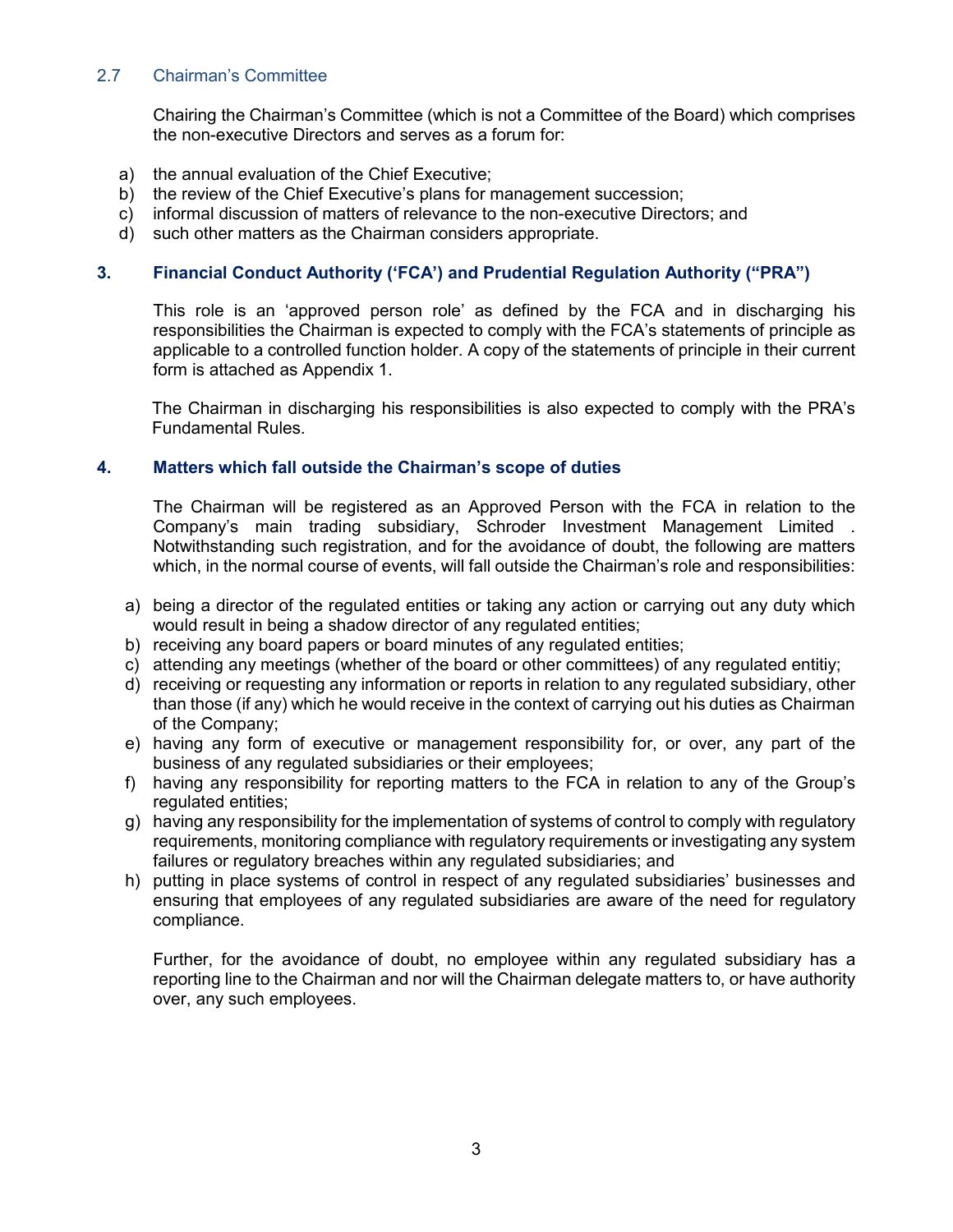### 2.7 Chairman's Committee

Chairing the Chairman's Committee (which is not a Committee of the Board) which comprises the non-executive Directors and serves as a forum for:

a) the annual evaluation of the Chief Executive;
b) the review of the Chief Executive's plans for management succession;
c) informal discussion of matters of relevance to the non-executive Directors; and
d) such other matters as the Chairman considers appropriate.

## 3. Financial Conduct Authority ('FCA') and Prudential Regulation Authority ("PRA")

This role is an 'approved person role' as defined by the FCA and in discharging his responsibilities the Chairman is expected to comply with the FCA's statements of principle as applicable to a controlled function holder. A copy of the statements of principle in their current form is attached as Appendix 1.

The Chairman in discharging his responsibilities is also expected to comply with the PRA's Fundamental Rules.

## 4. Matters which fall outside the Chairman's scope of duties

The Chairman will be registered as an Approved Person with the FCA in relation to the Company's main trading subsidiary, Schroder Investment Management Limited . Notwithstanding such registration, and for the avoidance of doubt, the following are matters which, in the normal course of events, will fall outside the Chairman's role and responsibilities:

a) being a director of the regulated entities or taking any action or carrying out any duty which would result in being a shadow director of any regulated entities;
b) receiving any board papers or board minutes of any regulated entities;
c) attending any meetings (whether of the board or other committees) of any regulated entitiy;
d) receiving or requesting any information or reports in relation to any regulated subsidiary, other than those (if any) which he would receive in the context of carrying out his duties as Chairman of the Company;
e) having any form of executive or management responsibility for, or over, any part of the business of any regulated subsidiaries or their employees;
f) having any responsibility for reporting matters to the FCA in relation to any of the Group's regulated entities;
g) having any responsibility for the implementation of systems of control to comply with regulatory requirements, monitoring compliance with regulatory requirements or investigating any system failures or regulatory breaches within any regulated subsidiaries; and
h) putting in place systems of control in respect of any regulated subsidiaries' businesses and ensuring that employees of any regulated subsidiaries are aware of the need for regulatory compliance.

Further, for the avoidance of doubt, no employee within any regulated subsidiary has a reporting line to the Chairman and nor will the Chairman delegate matters to, or have authority over, any such employees.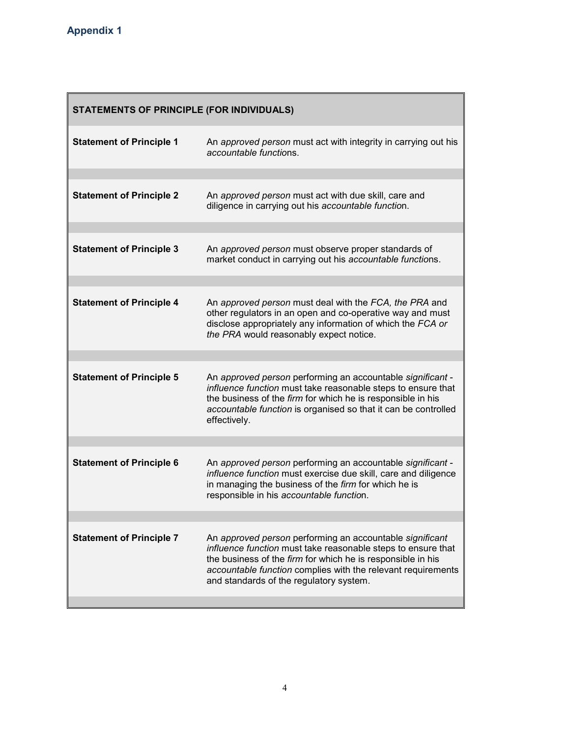## Appendix 1

| STATEMENTS OF PRINCIPLE (FOR INDIVIDUALS) | |
|---|---|
| **Statement of Principle 1** | An *approved person* must act with integrity in carrying out his *accountable function*s. |
| **Statement of Principle 2** | An *approved person* must act with due skill, care and diligence in carrying out his *accountable functio*n. |
| **Statement of Principle 3** | An *approved person* must observe proper standards of market conduct in carrying out his *accountable function*s. |
| **Statement of Principle 4** | An *approved person* must deal with the *FCA, the PRA* and other regulators in an open and co-operative way and must disclose appropriately any information of which the *FCA or the PRA* would reasonably expect notice. |
| **Statement of Principle 5** | An *approved person* performing an accountable *significant - influence function* must take reasonable steps to ensure that the business of the *firm* for which he is responsible in his *accountable function* is organised so that it can be controlled effectively. |
| **Statement of Principle 6** | An *approved person* performing an accountable *significant - influence function* must exercise due skill, care and diligence in managing the business of the *firm* for which he is responsible in his *accountable functio*n. |
| **Statement of Principle 7** | An *approved person* performing an accountable *significant influence function* must take reasonable steps to ensure that the business of the *firm* for which he is responsible in his *accountable function* complies with the relevant requirements and standards of the regulatory system. |